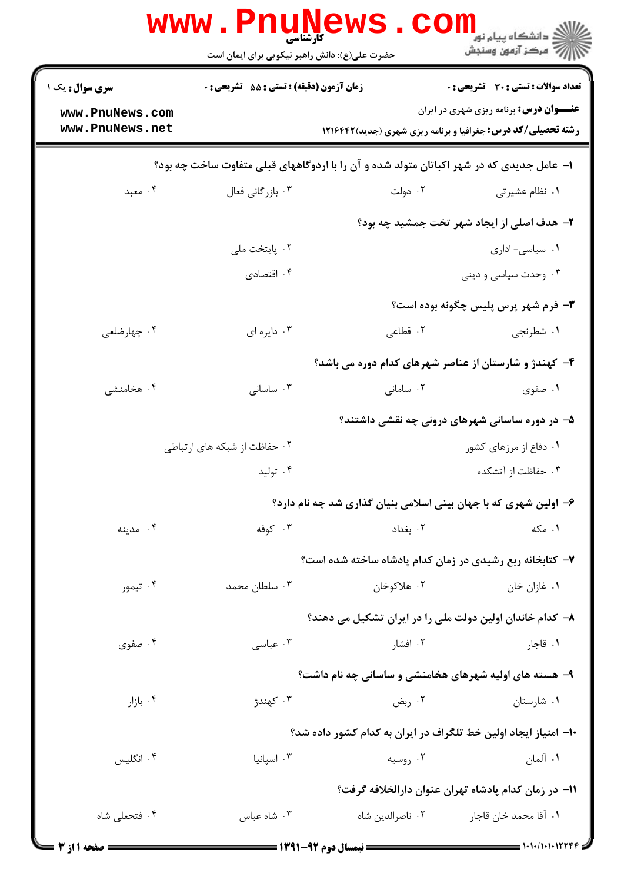کارشناسی

حضرت علی(ع): دانش راهبر نیکویی برای ایمان است

**سری سوال:** یک ۱

**زمان آزمون (دقیقه) : تستی :** ۵۵ **تشریحی :** ۰

**تعداد سوالات : تستی :** ۳۰ **تشریحی :** ۰

**عنـــوان درس:** برنامه ریزی شهری در ایران

**رشته تحصیلی/کد درس:** جغرافیا و برنامه ریزی شهری (جدید)۱۲۱۶۴۴۲

**۱-** عامل جدیدی که در شهر اکباتان متولد شده و آن را با اردوگاههای قبلی متفاوت ساخت چه بود؟

۱. نظام عشیرتی ۲. دولت ۳. بازرگانی فعال ۴. معبد

**۲-** هدف اصلی از ایجاد شهر تخت جمشید چه بود؟

۱. سیاسی- اداری ۲. پایتخت ملی ۳. وحدت سیاسی و دینی ۴. اقتصادی

**۳-** فرم شهر پرس پلیس چگونه بوده است؟

۱. شطرنجی ۲. قطاعی ۳. دایره ای ۴. چهارضلعی

**۴-** کهندژ و شارستان از عناصر شهرهای کدام دوره می باشد؟

۱. صفوی ۲. سامانی ۳. ساسانی ۴. هخامنشی

**۵-** در دوره ساسانی شهرهای درونی چه نقشی داشتند؟

۱. دفاع از مرزهای کشور ۲. حفاظت از شبکه های ارتباطی ۳. حفاظت از آتشکده ۴. تولید

**۶-** اولین شهری که با جهان بینی اسلامی بنیان گذاری شد چه نام دارد؟

۱. مکه ۲. بغداد ۳. کوفه ۴. مدینه

**۷-** کتابخانه ربع رشیدی در زمان کدام پادشاه ساخته شده است؟

۱. غازان خان ۲. هلاکوخان ۳. سلطان محمد ۴. تیمور

**۸-** کدام خاندان اولین دولت ملی را در ایران تشکیل می دهند؟

۱. قاجار ۲. افشار ۳. عباسی ۴. صفوی

**۹-** هسته های اولیه شهرهای هخامنشی و ساسانی چه نام داشت؟

۱. شارستان ۲. ربض ۳. کهندژ ۴. بازار

**۱۰-** امتیاز ایجاد اولین خط تلگراف در ایران به کدام کشور داده شد؟

۱. آلمان ۲. روسیه ۳. اسپانیا ۴. انگلیس

**۱۱-** در زمان کدام پادشاه تهران عنوان دارالخلافه گرفت؟

۱. آقا محمد خان قاجار ۲. ناصرالدین شاه ۳. شاه عباس ۴. فتحعلی شاه

نیمسال دوم ۹۲-۱۳۹۱

۱۰۱۰/۱۰۱۰۱۲۲۴۴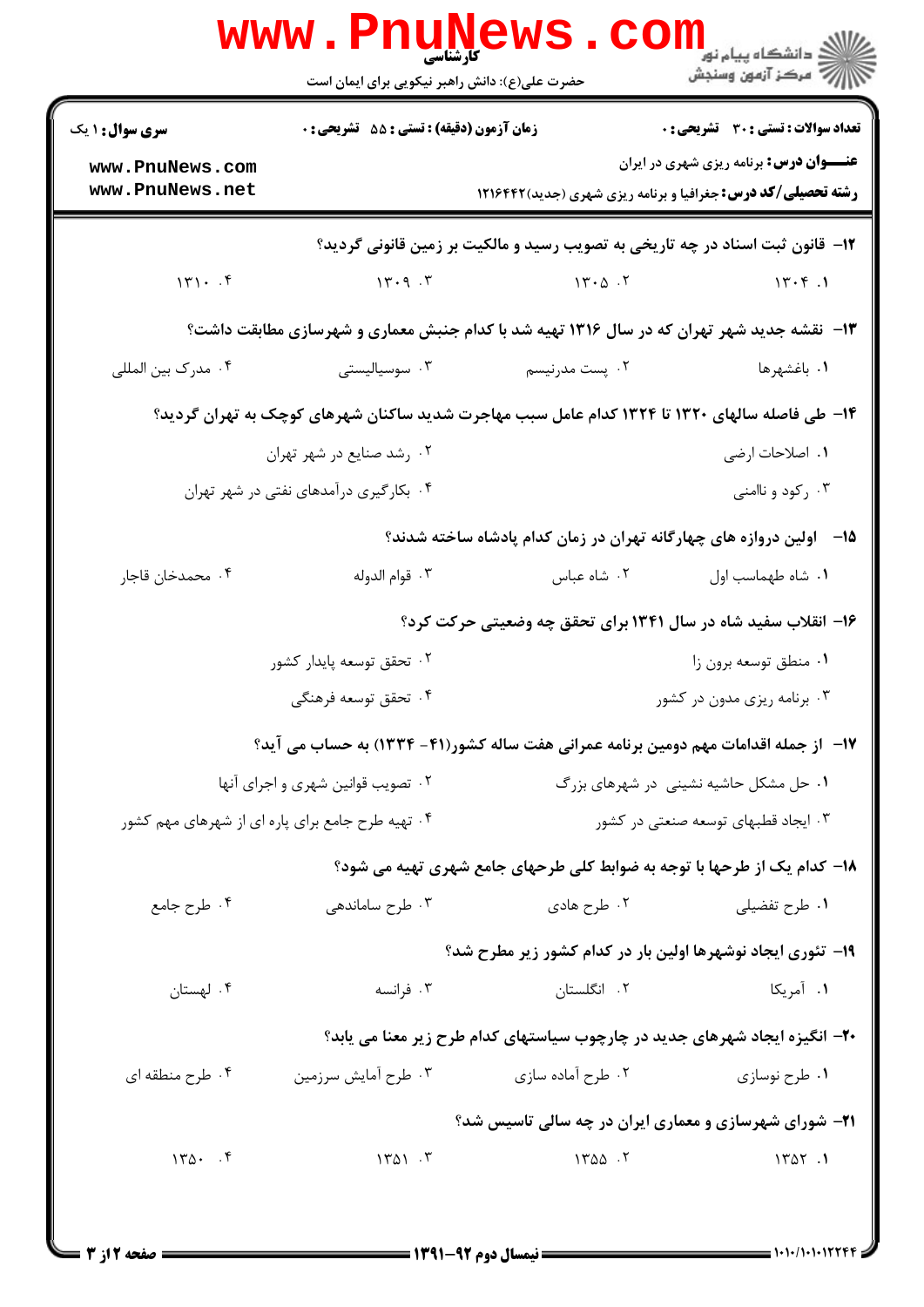**سری سوال:** ۱ یک | **زمان آزمون (دقیقه) : تستی :** ۵۵ **تشریحی :** ۰ | **تعداد سوالات : تستی :** ۳۰ **تشریحی :** ۰

**عنـــوان درس:** برنامه ریزی شهری در ایران

**رشته تحصیلی/کد درس:** جغرافیا و برنامه ریزی شهری (جدید)۱۲۱۶۴۴۲

۱۲- قانون ثبت اسناد در چه تاریخی به تصویب رسید و مالکیت بر زمین قانونی گردید؟

۱. ۱۳۰۴ ۲. ۱۳۰۵ ۳. ۱۳۰۹ ۴. ۱۳۱۰

۱۳- نقشه جدید شهر تهران که در سال ۱۳۱۶ تهیه شد با کدام جنبش معماری و شهرسازی مطابقت داشت؟

۱. باغشهرها ۲. پست مدرنیسم ۳. سوسیالیستی ۴. مدرک بین المللی

۱۴- طی فاصله سالهای ۱۳۲۰ تا ۱۳۲۴ کدام عامل سبب مهاجرت شدید ساکنان شهرهای کوچک به تهران گردید؟

۱. اصلاحات ارضی ۲. رشد صنایع در شهر تهران

۳. رکود و ناامنی ۴. بکارگیری درآمدهای نفتی در شهر تهران

۱۵- اولین دروازه های چهارگانه تهران در زمان کدام پادشاه ساخته شدند؟

۱. شاه طهماسب اول ۲. شاه عباس ۳. قوام الدوله ۴. محمدخان قاجار

۱۶- انقلاب سفید شاه در سال ۱۳۴۱ برای تحقق چه وضعیتی حرکت کرد؟

۱. منطق توسعه برون زا ۲. تحقق توسعه پایدار کشور

۳. برنامه ریزی مدون در کشور ۴. تحقق توسعه فرهنگی

۱۷- از جمله اقدامات مهم دومین برنامه عمرانی هفت ساله کشور(۴۱- ۱۳۳۴) به حساب می آید؟

۱. حل مشکل حاشیه نشینی در شهرهای بزرگ ۲. تصویب قوانین شهری و اجرای آنها

۳. ایجاد قطبهای توسعه صنعتی در کشور ۴. تهیه طرح جامع برای پاره ای از شهرهای مهم کشور

۱۸- کدام یک از طرحها با توجه به ضوابط کلی طرحهای جامع شهری تهیه می شود؟

۱. طرح تفضیلی ۲. طرح هادی ۳. طرح ساماندهی ۴. طرح جامع

۱۹- تئوری ایجاد نوشهرها اولین بار در کدام کشور زیر مطرح شد؟

۱. آمریکا ۲. انگلستان ۳. فرانسه ۴. لهستان

۲۰- انگیزه ایجاد شهرهای جدید در چارچوب سیاستهای کدام طرح زیر معنا می یابد؟

۱. طرح نوسازی ۲. طرح آماده سازی ۳. طرح آمایش سرزمین ۴. طرح منطقه ای

۲۱- شورای شهرسازی و معماری ایران در چه سالی تاسیس شد؟

۱. ۱۳۵۲ ۲. ۱۳۵۵ ۳. ۱۳۵۱ ۴. ۱۳۵۰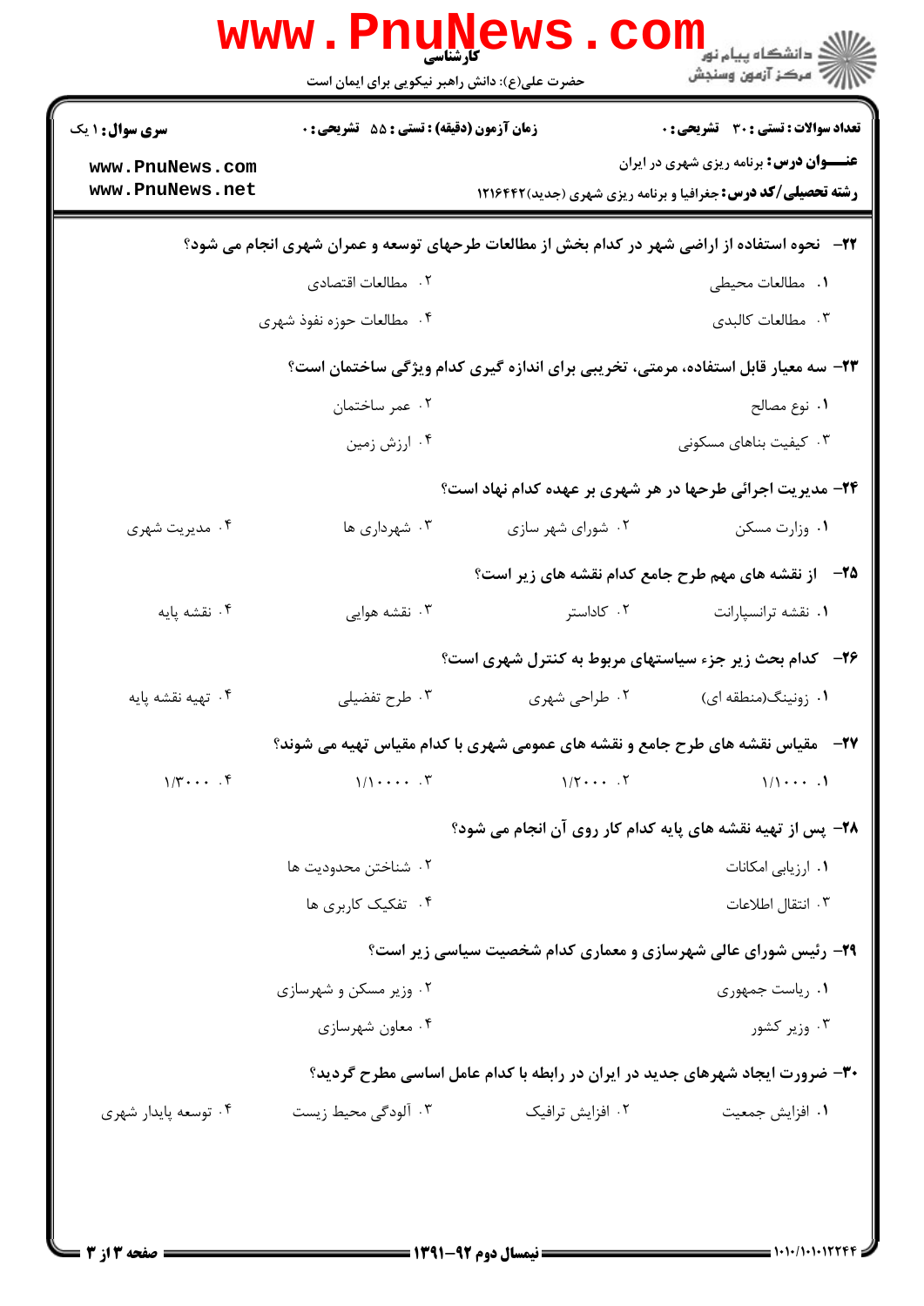۲۲- نحوه استفاده از اراضی شهر در کدام بخش از مطالعات طرحهای توسعه و عمران شهری انجام می شود؟

۱. مطالعات محیطی
۲. مطالعات اقتصادی
۳. مطالعات کالبدی
۴. مطالعات حوزه نفوذ شهری

۲۳- سه معیار قابل استفاده، مرمتی، تخریبی برای اندازه گیری کدام ویژگی ساختمان است؟

۱. نوع مصالح
۲. عمر ساختمان
۳. کیفیت بناهای مسکونی
۴. ارزش زمین

۲۴- مدیریت اجرائی طرحها در هر شهری بر عهده کدام نهاد است؟

۱. وزارت مسکن
۲. شورای شهر سازی
۳. شهرداری ها
۴. مدیریت شهری

۲۵- از نقشه های مهم طرح جامع کدام نقشه های زیر است؟

۱. نقشه ترانسپارانت
۲. کاداستر
۳. نقشه هوایی
۴. نقشه پایه

۲۶- کدام بحث زیر جزء سیاستهای مربوط به کنترل شهری است؟

۱. زونینگ(منطقه ای)
۲. طراحی شهری
۳. طرح تفضیلی
۴. تهیه نقشه پایه

۲۷- مقیاس نقشه های طرح جامع و نقشه های عمومی شهری با کدام مقیاس تهیه می شوند؟

۱. ۱/۱۰۰۰
۲. ۱/۲۰۰۰
۳. ۱/۱۰۰۰۰
۴. ۱/۳۰۰۰

۲۸- پس از تهیه نقشه های پایه کدام کار روی آن انجام می شود؟

۱. ارزیابی امکانات
۲. شناختن محدودیت ها
۳. انتقال اطلاعات
۴. تفکیک کاربری ها

۲۹- رئیس شورای عالی شهرسازی و معماری کدام شخصیت سیاسی زیر است؟

۱. ریاست جمهوری
۲. وزیر مسکن و شهرسازی
۳. وزیر کشور
۴. معاون شهرسازی

۳۰- ضرورت ایجاد شهرهای جدید در ایران در رابطه با کدام عامل اساسی مطرح گردید؟

۱. افزایش جمعیت
۲. افزایش ترافیک
۳. آلودگی محیط زیست
۴. توسعه پایدار شهری